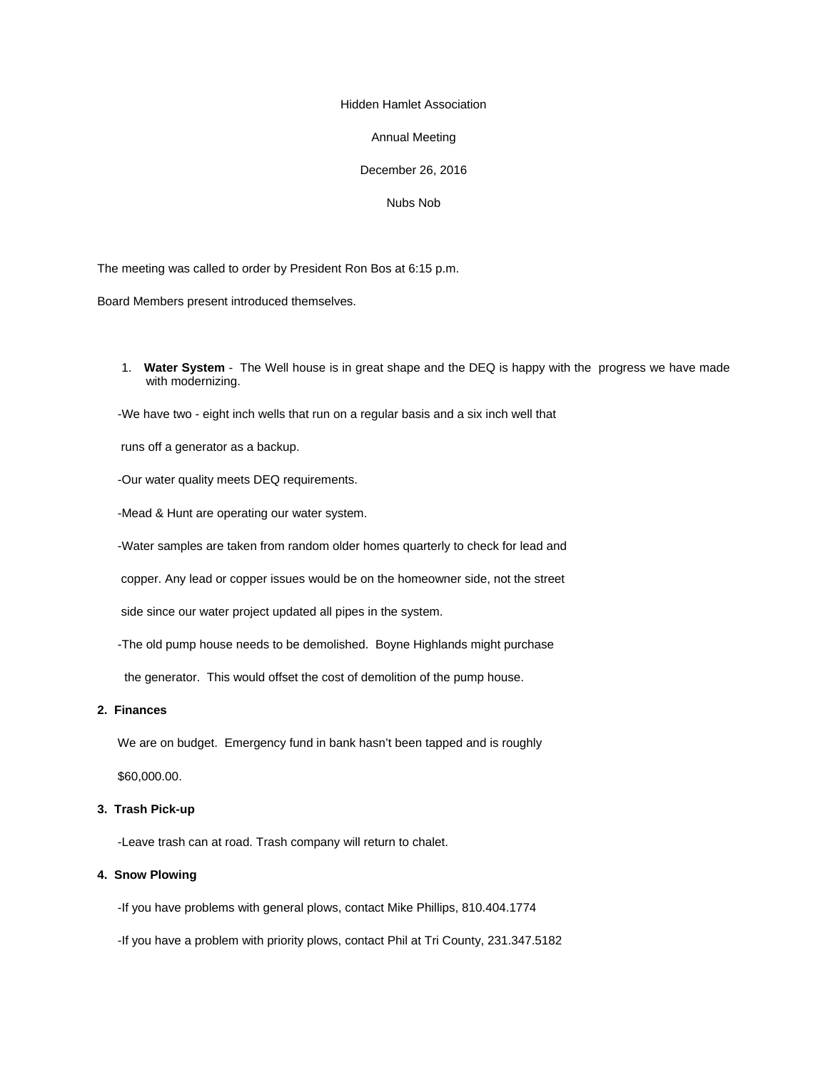Hidden Hamlet Association

Annual Meeting

December 26, 2016

Nubs Nob

The meeting was called to order by President Ron Bos at 6:15 p.m.

Board Members present introduced themselves.

1. **Water System** - The Well house is in great shape and the DEQ is happy with the progress we have made with modernizing.

-We have two - eight inch wells that run on a regular basis and a six inch well that runs off a generator as a backup.

-Our water quality meets DEQ requirements.

-Mead & Hunt are operating our water system.

-Water samples are taken from random older homes quarterly to check for lead and copper. Any lead or copper issues would be on the homeowner side, not the street side since our water project updated all pipes in the system.

-The old pump house needs to be demolished. Boyne Highlands might purchase the generator. This would offset the cost of demolition of the pump house.

**2. Finances**

We are on budget. Emergency fund in bank hasn't been tapped and is roughly $60,000.00.

**3. Trash Pick-up**

-Leave trash can at road. Trash company will return to chalet.

**4. Snow Plowing**

-If you have problems with general plows, contact Mike Phillips, 810.404.1774

-If you have a problem with priority plows, contact Phil at Tri County, 231.347.5182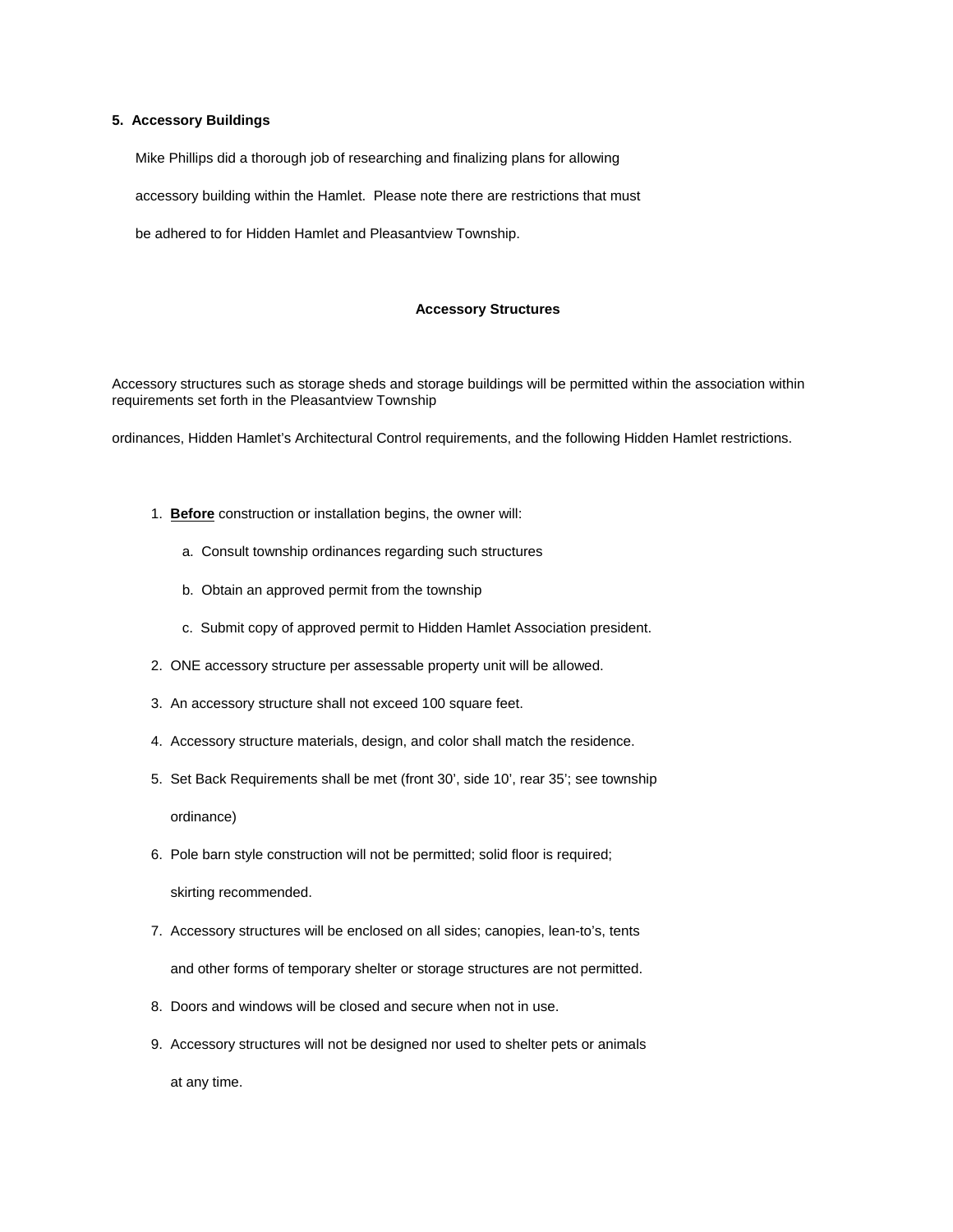**5. Accessory Buildings**

Mike Phillips did a thorough job of researching and finalizing plans for allowing accessory building within the Hamlet. Please note there are restrictions that must be adhered to for Hidden Hamlet and Pleasantview Township.

**Accessory Structures**

Accessory structures such as storage sheds and storage buildings will be permitted within the association within requirements set forth in the Pleasantview Township ordinances, Hidden Hamlet's Architectural Control requirements, and the following Hidden Hamlet restrictions.

1. **Before** construction or installation begins, the owner will:
   a. Consult township ordinances regarding such structures
   b. Obtain an approved permit from the township
   c. Submit copy of approved permit to Hidden Hamlet Association president.
2. ONE accessory structure per assessable property unit will be allowed.
3. An accessory structure shall not exceed 100 square feet.
4. Accessory structure materials, design, and color shall match the residence.
5. Set Back Requirements shall be met (front 30', side 10', rear 35'; see township ordinance)
6. Pole barn style construction will not be permitted; solid floor is required; skirting recommended.
7. Accessory structures will be enclosed on all sides; canopies, lean-to's, tents and other forms of temporary shelter or storage structures are not permitted.
8. Doors and windows will be closed and secure when not in use.
9. Accessory structures will not be designed nor used to shelter pets or animals at any time.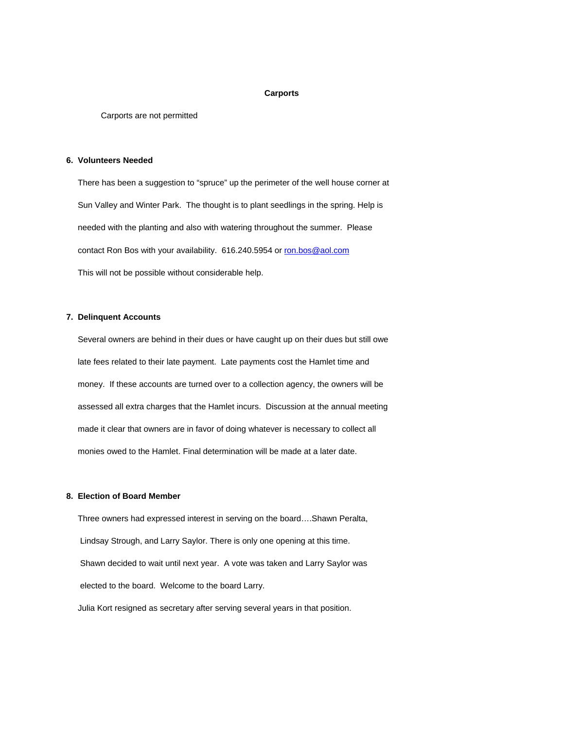**Carports**

Carports are not permitted

**6. Volunteers Needed**

There has been a suggestion to "spruce" up the perimeter of the well house corner at Sun Valley and Winter Park. The thought is to plant seedlings in the spring. Help is needed with the planting and also with watering throughout the summer. Please contact Ron Bos with your availability. 616.240.5954 or ron.bos@aol.com

This will not be possible without considerable help.

**7. Delinquent Accounts**

Several owners are behind in their dues or have caught up on their dues but still owe late fees related to their late payment. Late payments cost the Hamlet time and money. If these accounts are turned over to a collection agency, the owners will be assessed all extra charges that the Hamlet incurs. Discussion at the annual meeting made it clear that owners are in favor of doing whatever is necessary to collect all monies owed to the Hamlet. Final determination will be made at a later date.

**8. Election of Board Member**

Three owners had expressed interest in serving on the board….Shawn Peralta, Lindsay Strough, and Larry Saylor. There is only one opening at this time. Shawn decided to wait until next year. A vote was taken and Larry Saylor was elected to the board. Welcome to the board Larry.

Julia Kort resigned as secretary after serving several years in that position.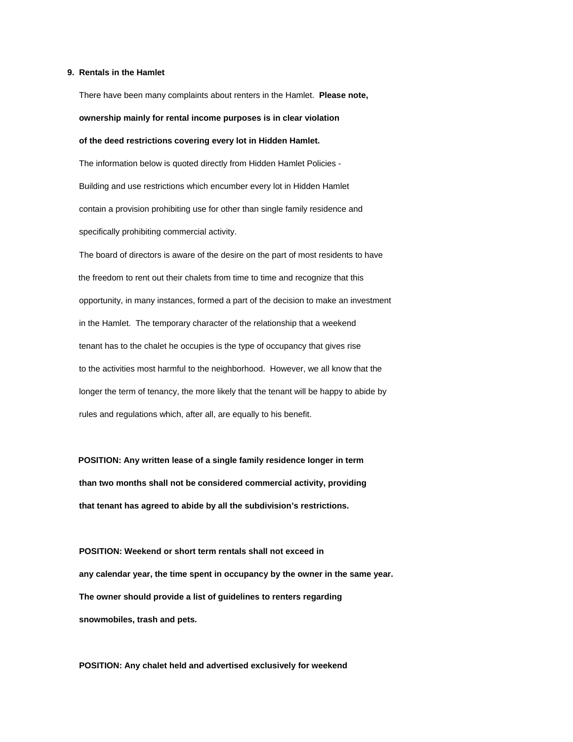**9. Rentals in the Hamlet**

There have been many complaints about renters in the Hamlet. **Please note, ownership mainly for rental income purposes is in clear violation of the deed restrictions covering every lot in Hidden Hamlet.**

The information below is quoted directly from Hidden Hamlet Policies - Building and use restrictions which encumber every lot in Hidden Hamlet contain a provision prohibiting use for other than single family residence and specifically prohibiting commercial activity.

The board of directors is aware of the desire on the part of most residents to have the freedom to rent out their chalets from time to time and recognize that this opportunity, in many instances, formed a part of the decision to make an investment in the Hamlet. The temporary character of the relationship that a weekend tenant has to the chalet he occupies is the type of occupancy that gives rise to the activities most harmful to the neighborhood. However, we all know that the longer the term of tenancy, the more likely that the tenant will be happy to abide by rules and regulations which, after all, are equally to his benefit.

**POSITION: Any written lease of a single family residence longer in term than two months shall not be considered commercial activity, providing that tenant has agreed to abide by all the subdivision's restrictions.**

**POSITION: Weekend or short term rentals shall not exceed in any calendar year, the time spent in occupancy by the owner in the same year. The owner should provide a list of guidelines to renters regarding snowmobiles, trash and pets.**

**POSITION: Any chalet held and advertised exclusively for weekend**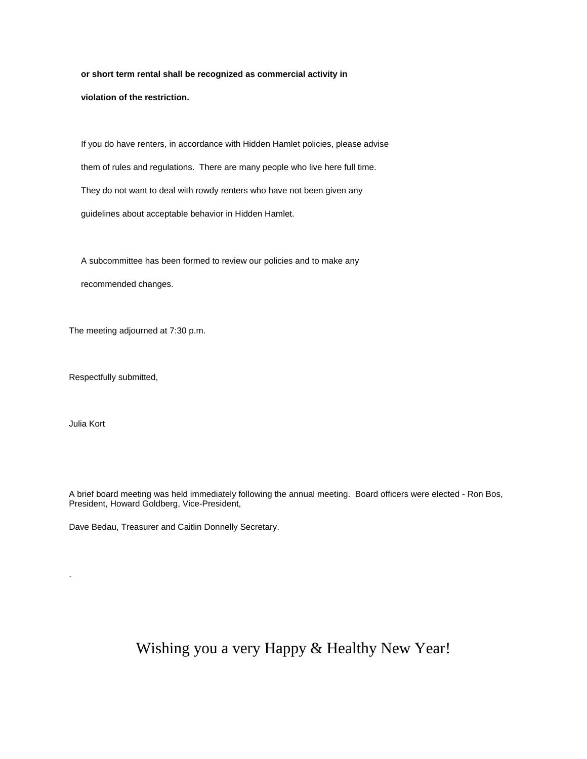**or short term rental shall be recognized as commercial activity in violation of the restriction.**

If you do have renters, in accordance with Hidden Hamlet policies, please advise them of rules and regulations. There are many people who live here full time. They do not want to deal with rowdy renters who have not been given any guidelines about acceptable behavior in Hidden Hamlet.

A subcommittee has been formed to review our policies and to make any recommended changes.

The meeting adjourned at 7:30 p.m.

Respectfully submitted,

Julia Kort

A brief board meeting was held immediately following the annual meeting. Board officers were elected - Ron Bos, President, Howard Goldberg, Vice-President,

Dave Bedau, Treasurer and Caitlin Donnelly Secretary.

.

Wishing you a very Happy & Healthy New Year!